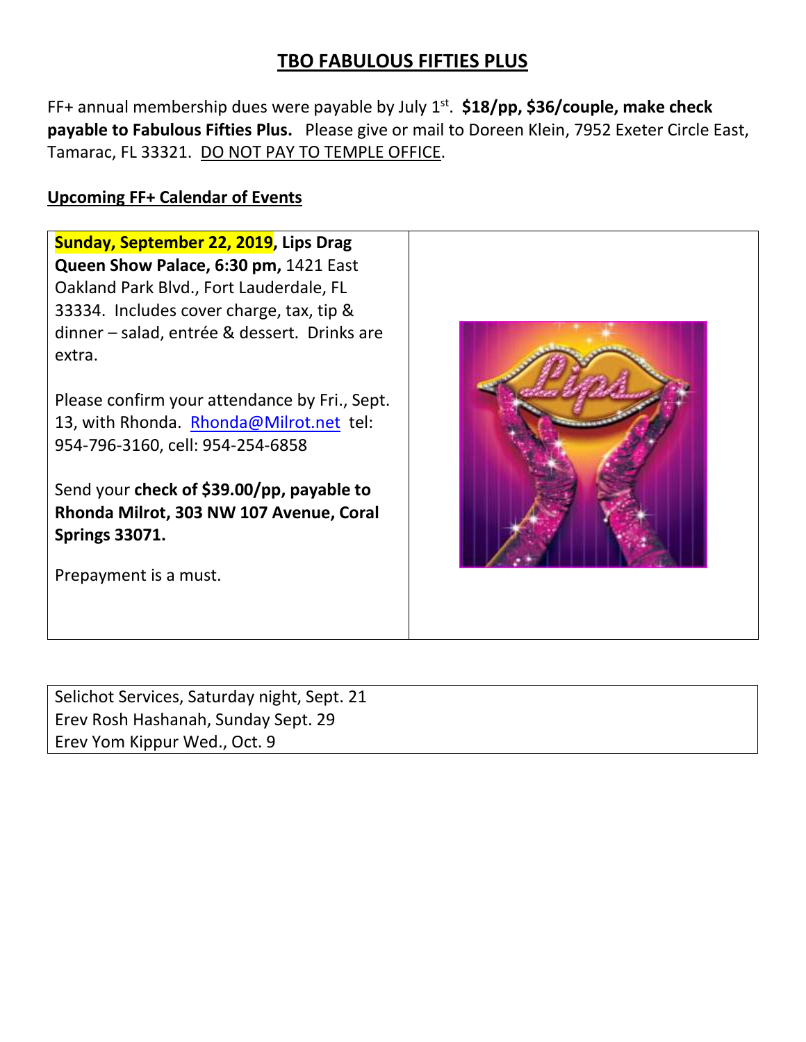# TBO FABULOUS FIFTIES PLUS

FF+ annual membership dues were payable by July 1st. **$18/pp, $36/couple, make check payable to Fabulous Fifties Plus.** Please give or mail to Doreen Klein, 7952 Exeter Circle East, Tamarac, FL 33321. DO NOT PAY TO TEMPLE OFFICE.

## Upcoming FF+ Calendar of Events

**Sunday, September 22, 2019, Lips Drag Queen Show Palace, 6:30 pm,** 1421 East Oakland Park Blvd., Fort Lauderdale, FL 33334. Includes cover charge, tax, tip & dinner – salad, entrée & dessert. Drinks are extra.

Please confirm your attendance by Fri., Sept. 13, with Rhonda. Rhonda@Milrot.net tel: 954-796-3160, cell: 954-254-6858

Send your **check of $39.00/pp, payable to Rhonda Milrot, 303 NW 107 Avenue, Coral Springs 33071.**

Prepayment is a must.

Selichot Services, Saturday night, Sept. 21
Erev Rosh Hashanah, Sunday Sept. 29
Erev Yom Kippur Wed., Oct. 9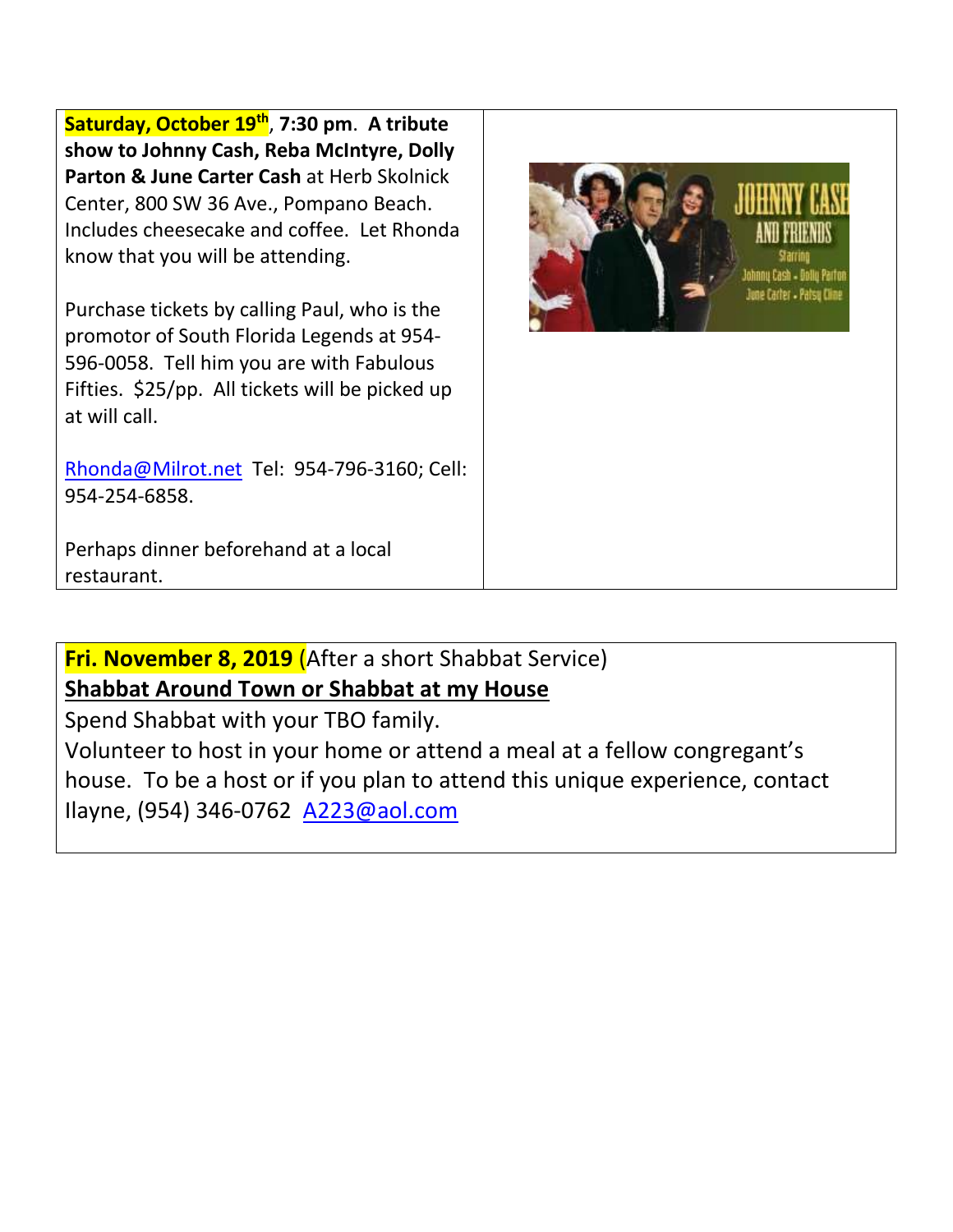**Saturday, October 19th**, **7:30 pm**. **A tribute show to Johnny Cash, Reba McIntyre, Dolly Parton & June Carter Cash** at Herb Skolnick Center, 800 SW 36 Ave., Pompano Beach. Includes cheesecake and coffee. Let Rhonda know that you will be attending.

Purchase tickets by calling Paul, who is the promotor of South Florida Legends at 954-596-0058. Tell him you are with Fabulous Fifties. $25/pp. All tickets will be picked up at will call.

Rhonda@Milrot.net Tel: 954-796-3160; Cell: 954-254-6858.

Perhaps dinner beforehand at a local restaurant.

---

**Fri. November 8, 2019** (After a short Shabbat Service)

**Shabbat Around Town or Shabbat at my House**

Spend Shabbat with your TBO family.

Volunteer to host in your home or attend a meal at a fellow congregant's house. To be a host or if you plan to attend this unique experience, contact Ilayne, (954) 346-0762 A223@aol.com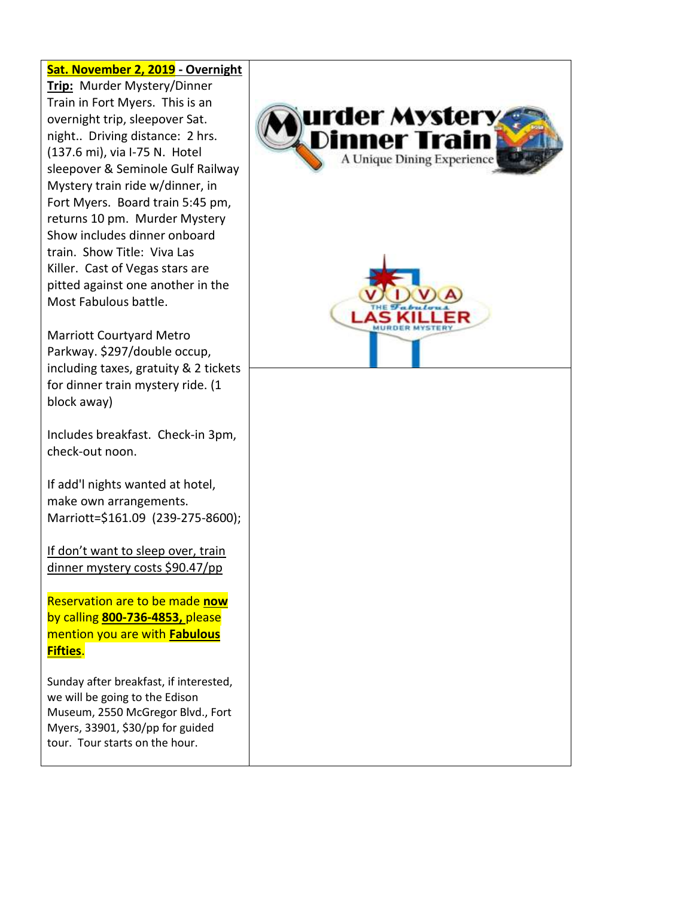**Sat. November 2, 2019 - Overnight Trip:** Murder Mystery/Dinner Train in Fort Myers. This is an overnight trip, sleepover Sat. night.. Driving distance: 2 hrs. (137.6 mi), via I-75 N. Hotel sleepover & Seminole Gulf Railway Mystery train ride w/dinner, in Fort Myers. Board train 5:45 pm, returns 10 pm. Murder Mystery Show includes dinner onboard train. Show Title: Viva Las Killer. Cast of Vegas stars are pitted against one another in the Most Fabulous battle.

Marriott Courtyard Metro Parkway. $297/double occup, including taxes, gratuity & 2 tickets for dinner train mystery ride. (1 block away)

Includes breakfast. Check-in 3pm, check-out noon.

If add'l nights wanted at hotel, make own arrangements. Marriott=$161.09 (239-275-8600);

If don't want to sleep over, train dinner mystery costs $90.47/pp

Reservation are to be made **now** by calling **800-736-4853,** please mention you are with **Fabulous Fifties**.

Sunday after breakfast, if interested, we will be going to the Edison Museum, 2550 McGregor Blvd., Fort Myers, 33901, $30/pp for guided tour. Tour starts on the hour.

Murder Mystery Dinner Train

A Unique Dining Experience

VIVA THE Fabulous LAS KILLER MURDER MYSTERY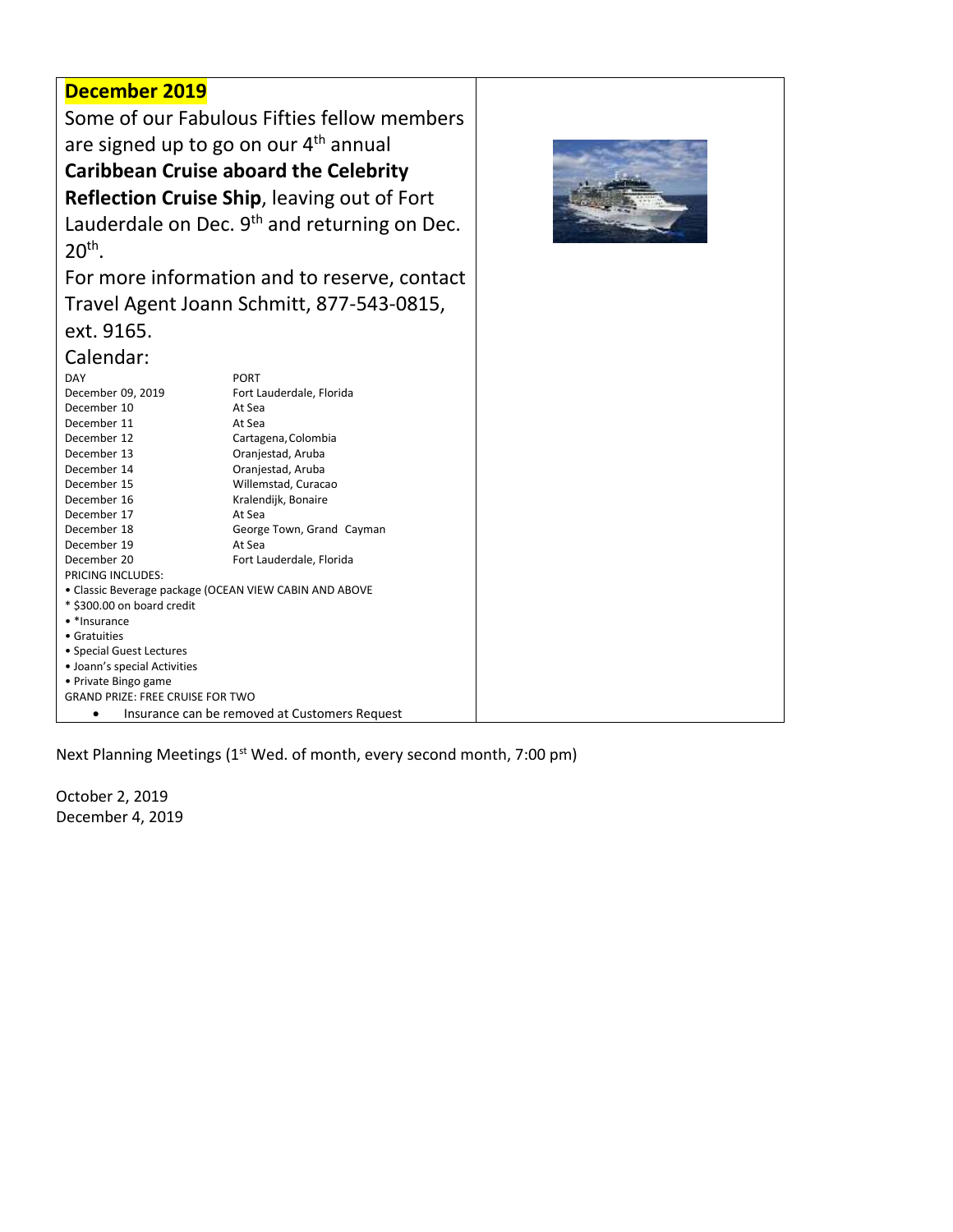## December 2019

Some of our Fabulous Fifties fellow members are signed up to go on our 4th annual **Caribbean Cruise aboard the Celebrity Reflection Cruise Ship**, leaving out of Fort Lauderdale on Dec. 9th and returning on Dec. 20th.

For more information and to reserve, contact Travel Agent Joann Schmitt, 877-543-0815, ext. 9165.

Calendar:

| DAY | PORT |
|---|---|
| December 09, 2019 | Fort Lauderdale, Florida |
| December 10 | At Sea |
| December 11 | At Sea |
| December 12 | Cartagena, Colombia |
| December 13 | Oranjestad, Aruba |
| December 14 | Oranjestad, Aruba |
| December 15 | Willemstad, Curacao |
| December 16 | Kralendijk, Bonaire |
| December 17 | At Sea |
| December 18 | George Town, Grand Cayman |
| December 19 | At Sea |
| December 20 | Fort Lauderdale, Florida |

PRICING INCLUDES:

- Classic Beverage package (OCEAN VIEW CABIN AND ABOVE
- * $300.00 on board credit
- *Insurance
- Gratuities
- Special Guest Lectures
- Joann's special Activities
- Private Bingo game

GRAND PRIZE: FREE CRUISE FOR TWO

- Insurance can be removed at Customers Request

Next Planning Meetings (1st Wed. of month, every second month, 7:00 pm)

October 2, 2019
December 4, 2019